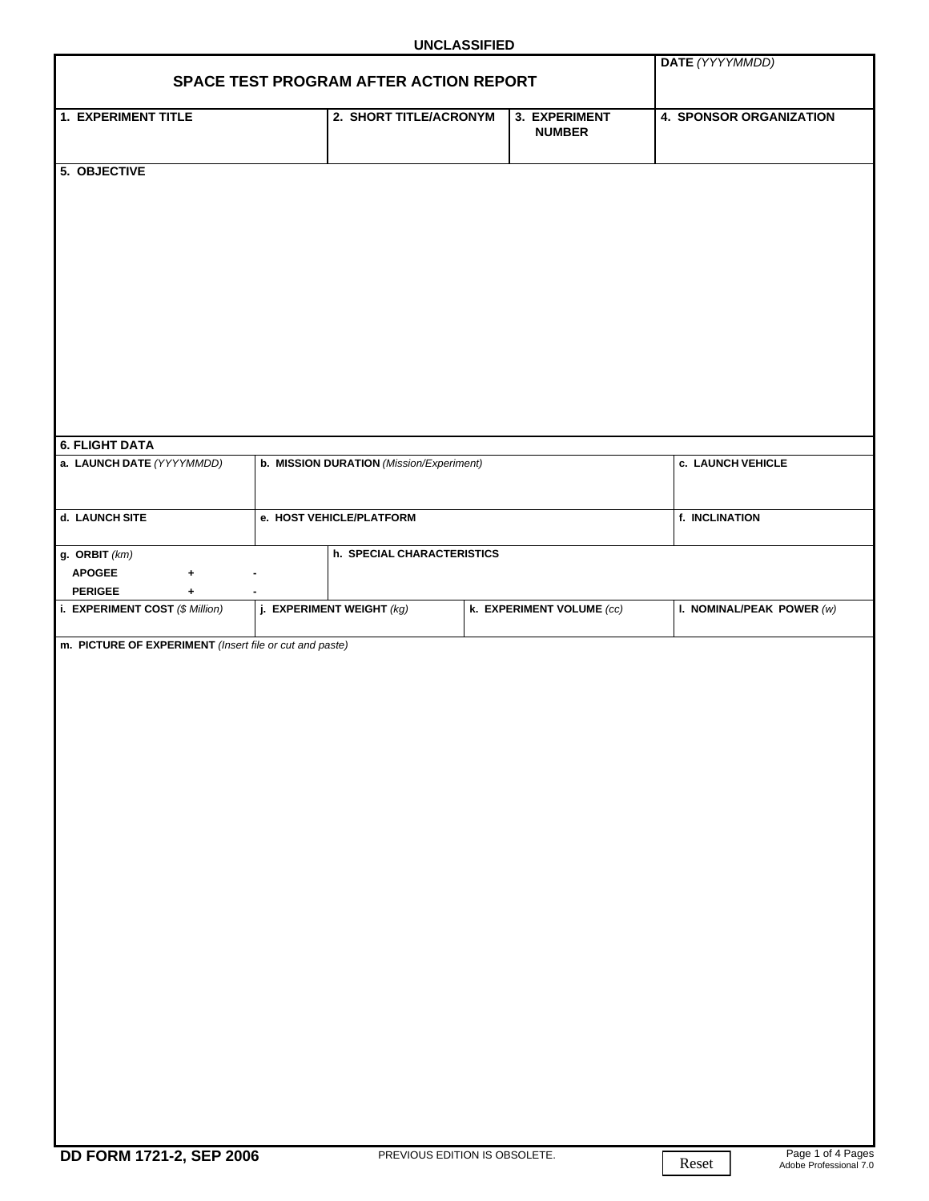UNCLASSIFIED

# SPACE TEST PROGRAM AFTER ACTION REPORT

**DATE** *(YYYYMMDD)*

| 1. EXPERIMENT TITLE | 2. SHORT TITLE/ACRONYM | 3. EXPERIMENT NUMBER | 4. SPONSOR ORGANIZATION |
|---|---|---|---|
| | | | |

**5. OBJECTIVE**

**6. FLIGHT DATA**

| a. LAUNCH DATE *(YYYYMMDD)* | b. MISSION DURATION *(Mission/Experiment)* | c. LAUNCH VEHICLE |
|---|---|---|
| | | |

| d. LAUNCH SITE | e. HOST VEHICLE/PLATFORM | f. INCLINATION |
|---|---|---|
| | | |

| g. ORBIT *(km)* | | | h. SPECIAL CHARACTERISTICS |
|---|---|---|---|
| APOGEE | + | - | |
| PERIGEE | + | - | |

| i. EXPERIMENT COST *($ Million)* | j. EXPERIMENT WEIGHT *(kg)* | k. EXPERIMENT VOLUME *(cc)* | l. NOMINAL/PEAK POWER *(w)* |
|---|---|---|---|
| | | | |

**m. PICTURE OF EXPERIMENT** *(Insert file or cut and paste)*

**DD FORM 1721-2, SEP 2006** PREVIOUS EDITION IS OBSOLETE. Reset Adobe Professional 7.0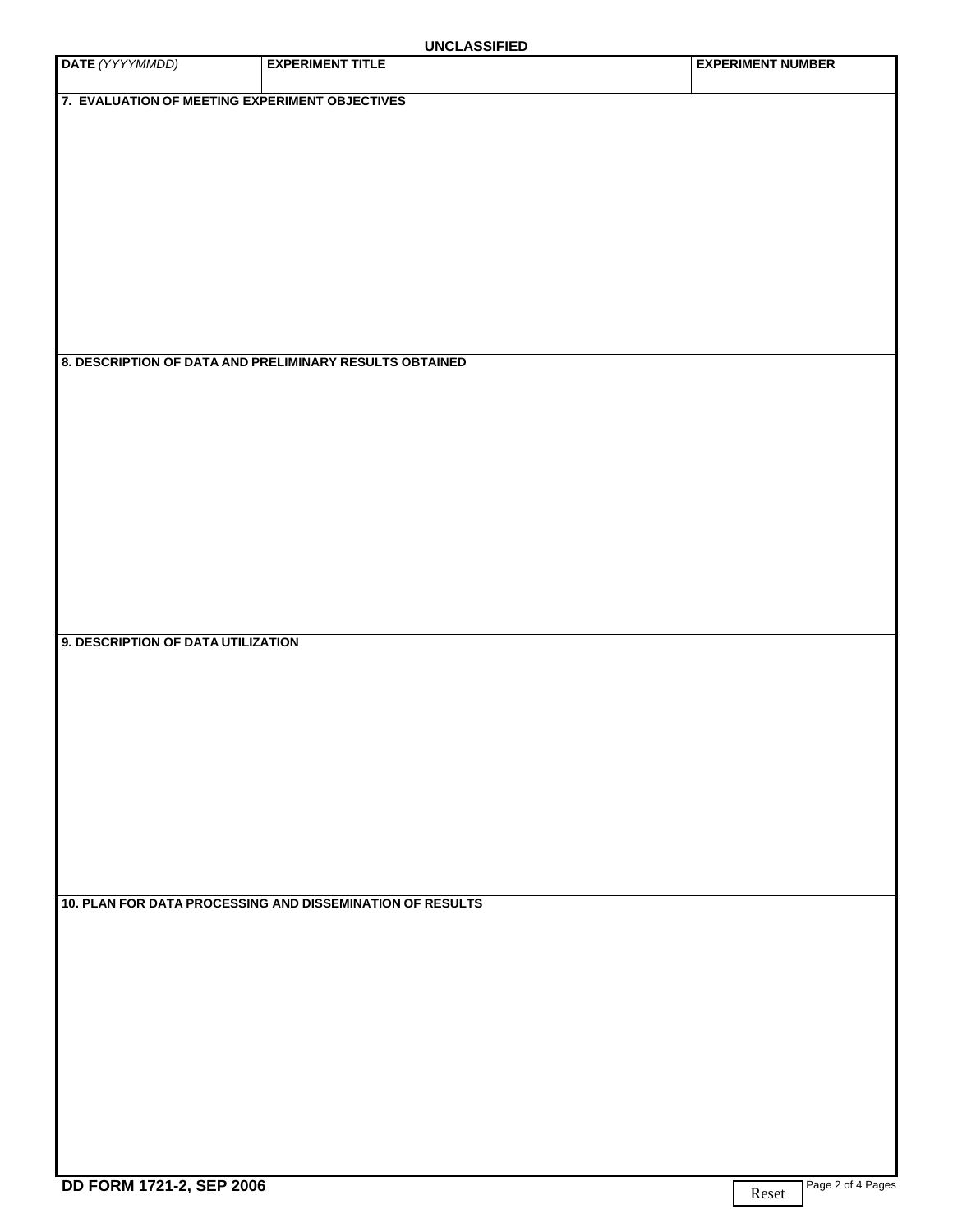UNCLASSIFIED

| DATE *(YYYYMMDD)* | EXPERIMENT TITLE | EXPERIMENT NUMBER |
|---|---|---|
| | | |

**7. EVALUATION OF MEETING EXPERIMENT OBJECTIVES**

**8. DESCRIPTION OF DATA AND PRELIMINARY RESULTS OBTAINED**

**9. DESCRIPTION OF DATA UTILIZATION**

**10. PLAN FOR DATA PROCESSING AND DISSEMINATION OF RESULTS**

**DD FORM 1721-2, SEP 2006**

Reset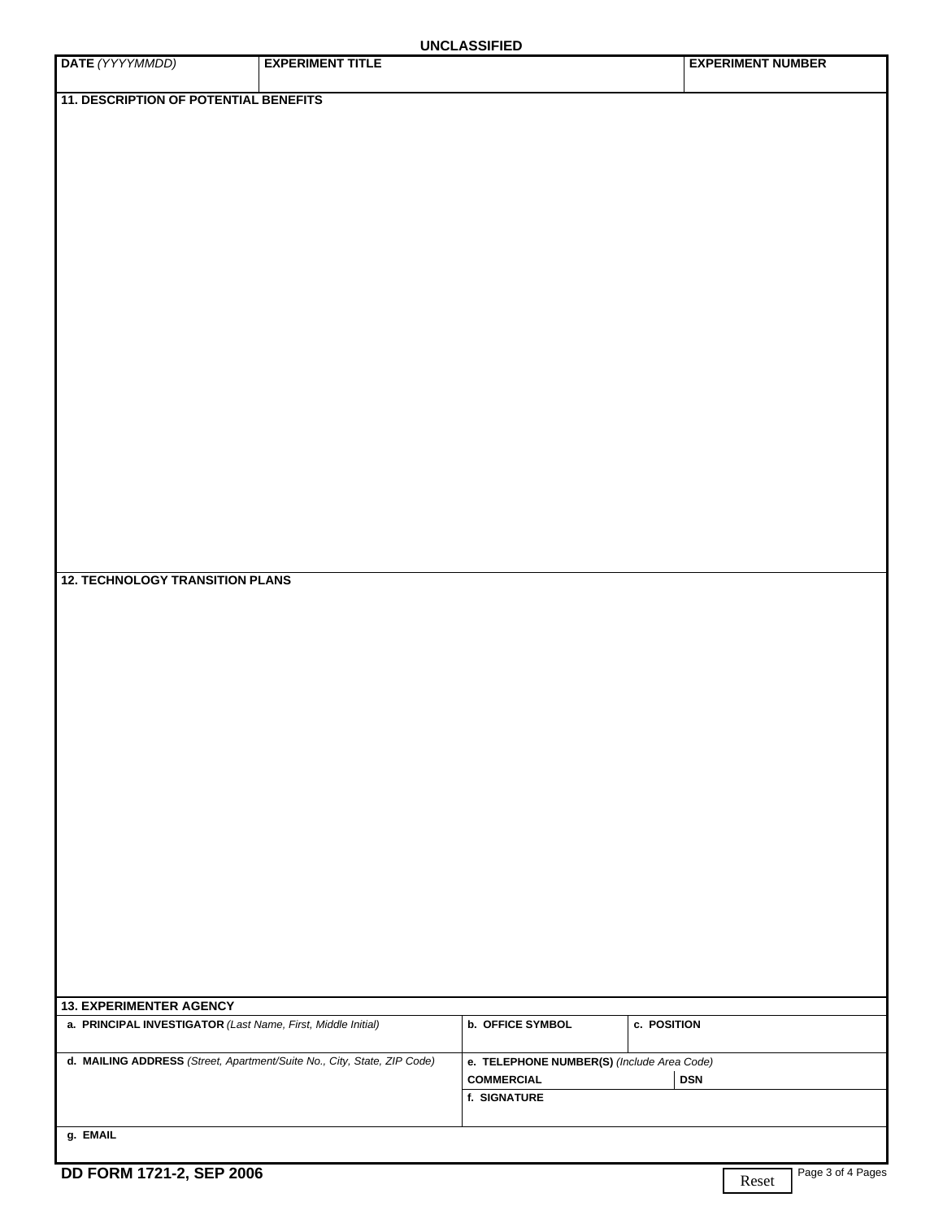UNCLASSIFIED

| DATE *(YYYYMMDD)* | EXPERIMENT TITLE | EXPERIMENT NUMBER |
|---|---|---|
| | | |

**11. DESCRIPTION OF POTENTIAL BENEFITS**

**12. TECHNOLOGY TRANSITION PLANS**

**13. EXPERIMENTER AGENCY**

| a. PRINCIPAL INVESTIGATOR *(Last Name, First, Middle Initial)* | b. OFFICE SYMBOL | c. POSITION |
|---|---|---|
| | | |

| d. MAILING ADDRESS *(Street, Apartment/Suite No., City, State, ZIP Code)* | e. TELEPHONE NUMBER(S) *(Include Area Code)* | |
|---|---|---|
| | COMMERCIAL | DSN |
| | f. SIGNATURE | |

| g. EMAIL |
|---|
| |

DD FORM 1721-2, SEP 2006

Reset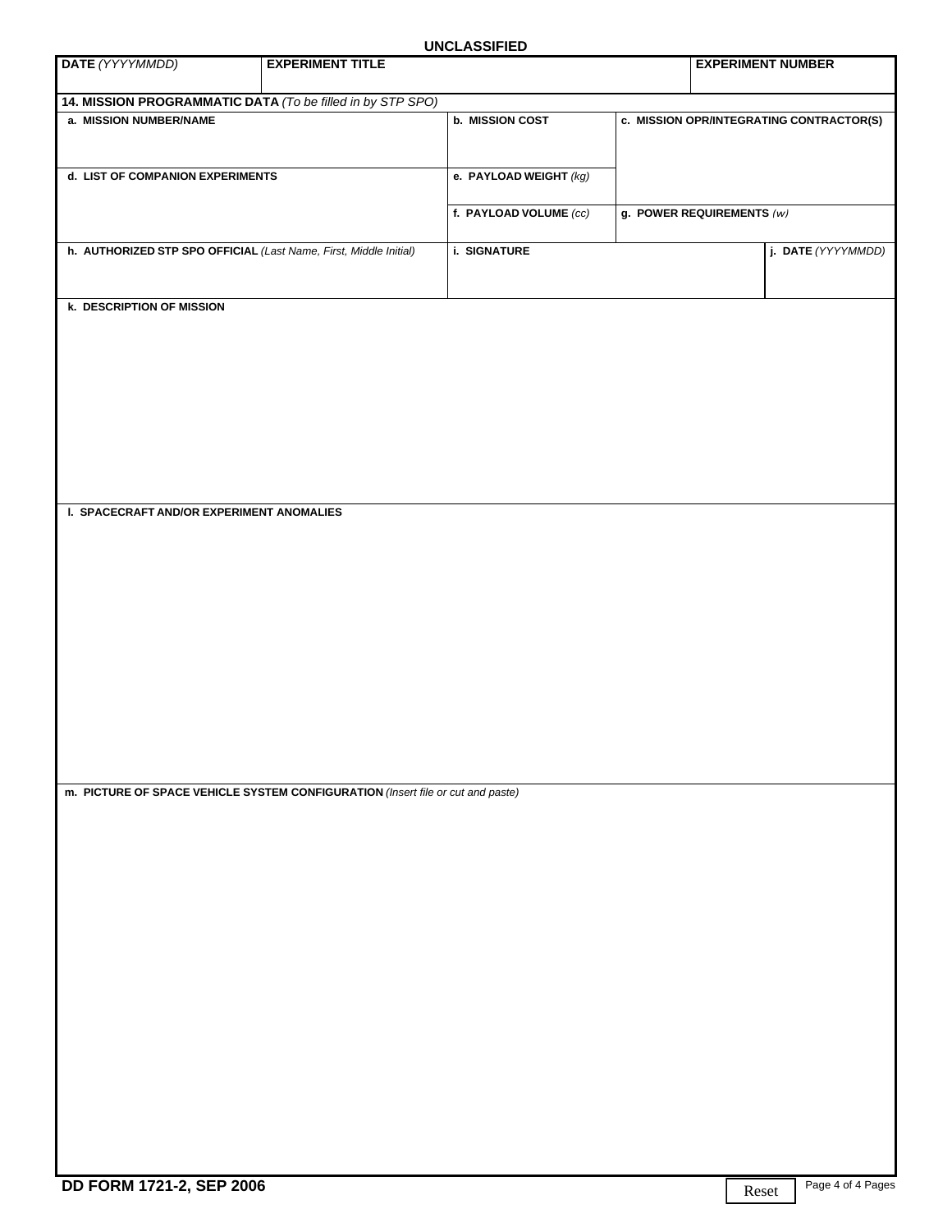**UNCLASSIFIED**

| DATE *(YYYYMMDD)* | EXPERIMENT TITLE | EXPERIMENT NUMBER |
|---|---|---|
| | | |

## 14. MISSION PROGRAMMATIC DATA *(To be filled in by STP SPO)*

| a. MISSION NUMBER/NAME | b. MISSION COST | c. MISSION OPR/INTEGRATING CONTRACTOR(S) |
|---|---|---|
| d. LIST OF COMPANION EXPERIMENTS | e. PAYLOAD WEIGHT *(kg)* | |
| | f. PAYLOAD VOLUME *(cc)* | g. POWER REQUIREMENTS *(w)* |

| h. AUTHORIZED STP SPO OFFICIAL *(Last Name, First, Middle Initial)* | i. SIGNATURE | j. DATE *(YYYYMMDD)* |
|---|---|---|
| | | |

**k. DESCRIPTION OF MISSION**

**l. SPACECRAFT AND/OR EXPERIMENT ANOMALIES**

**m. PICTURE OF SPACE VEHICLE SYSTEM CONFIGURATION** *(Insert file or cut and paste)*

**DD FORM 1721-2, SEP 2006**

Reset